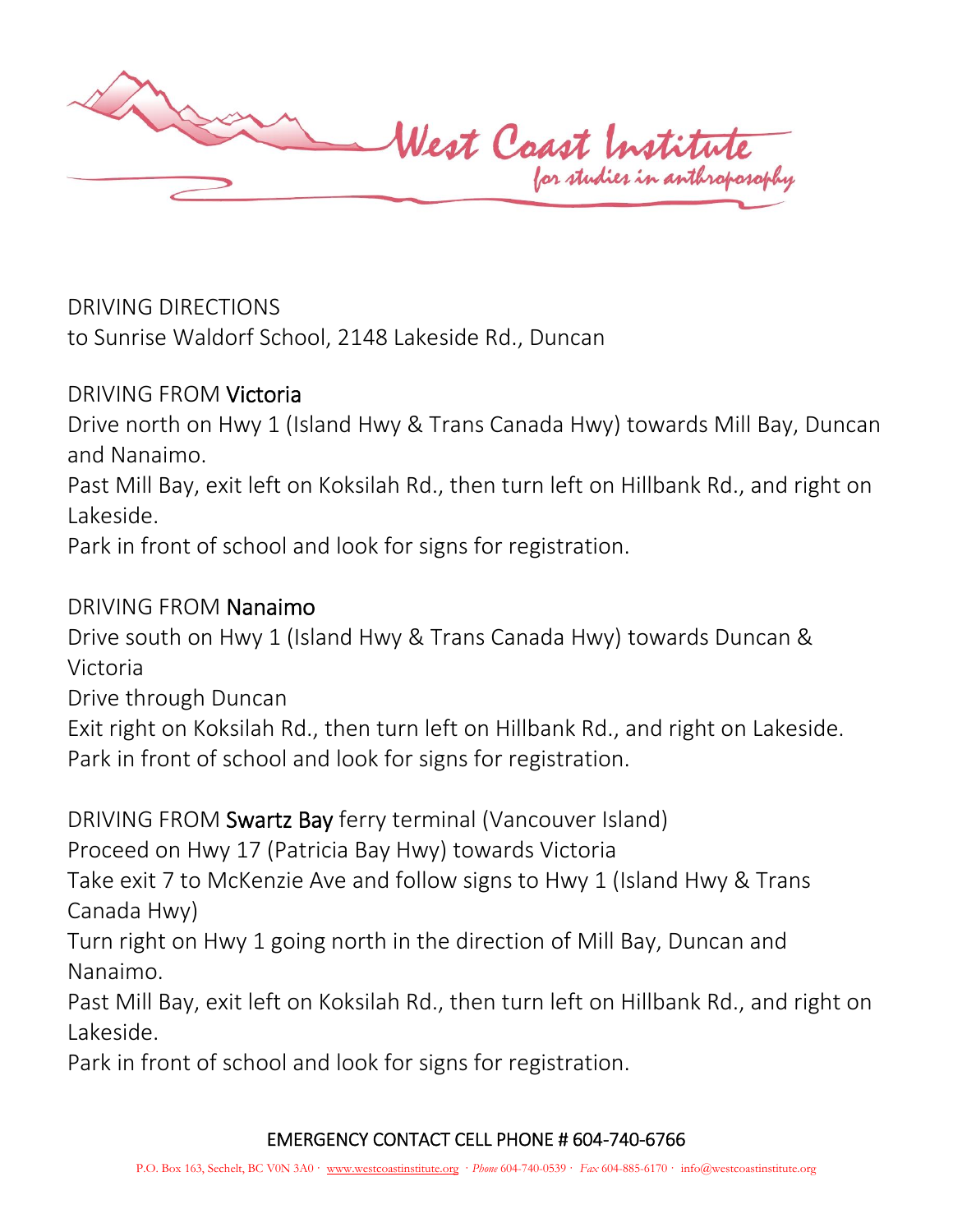# West Coast Institute
*for studies in anthroposophy*

## DRIVING DIRECTIONS
to Sunrise Waldorf School, 2148 Lakeside Rd., Duncan

### DRIVING FROM Victoria
Drive north on Hwy 1 (Island Hwy & Trans Canada Hwy) towards Mill Bay, Duncan and Nanaimo.
Past Mill Bay, exit left on Koksilah Rd., then turn left on Hillbank Rd., and right on Lakeside.
Park in front of school and look for signs for registration.

### DRIVING FROM Nanaimo
Drive south on Hwy 1 (Island Hwy & Trans Canada Hwy) towards Duncan & Victoria
Drive through Duncan
Exit right on Koksilah Rd., then turn left on Hillbank Rd., and right on Lakeside.
Park in front of school and look for signs for registration.

### DRIVING FROM Swartz Bay ferry terminal (Vancouver Island)
Proceed on Hwy 17 (Patricia Bay Hwy) towards Victoria
Take exit 7 to McKenzie Ave and follow signs to Hwy 1 (Island Hwy & Trans Canada Hwy)
Turn right on Hwy 1 going north in the direction of Mill Bay, Duncan and Nanaimo.
Past Mill Bay, exit left on Koksilah Rd., then turn left on Hillbank Rd., and right on Lakeside.
Park in front of school and look for signs for registration.

EMERGENCY CONTACT CELL PHONE # 604-740-6766

P.O. Box 163, Sechelt, BC V0N 3A0 · www.westcoastinstitute.org · *Phone* 604-740-0539 · *Fax* 604-885-6170 · info@westcoastinstitute.org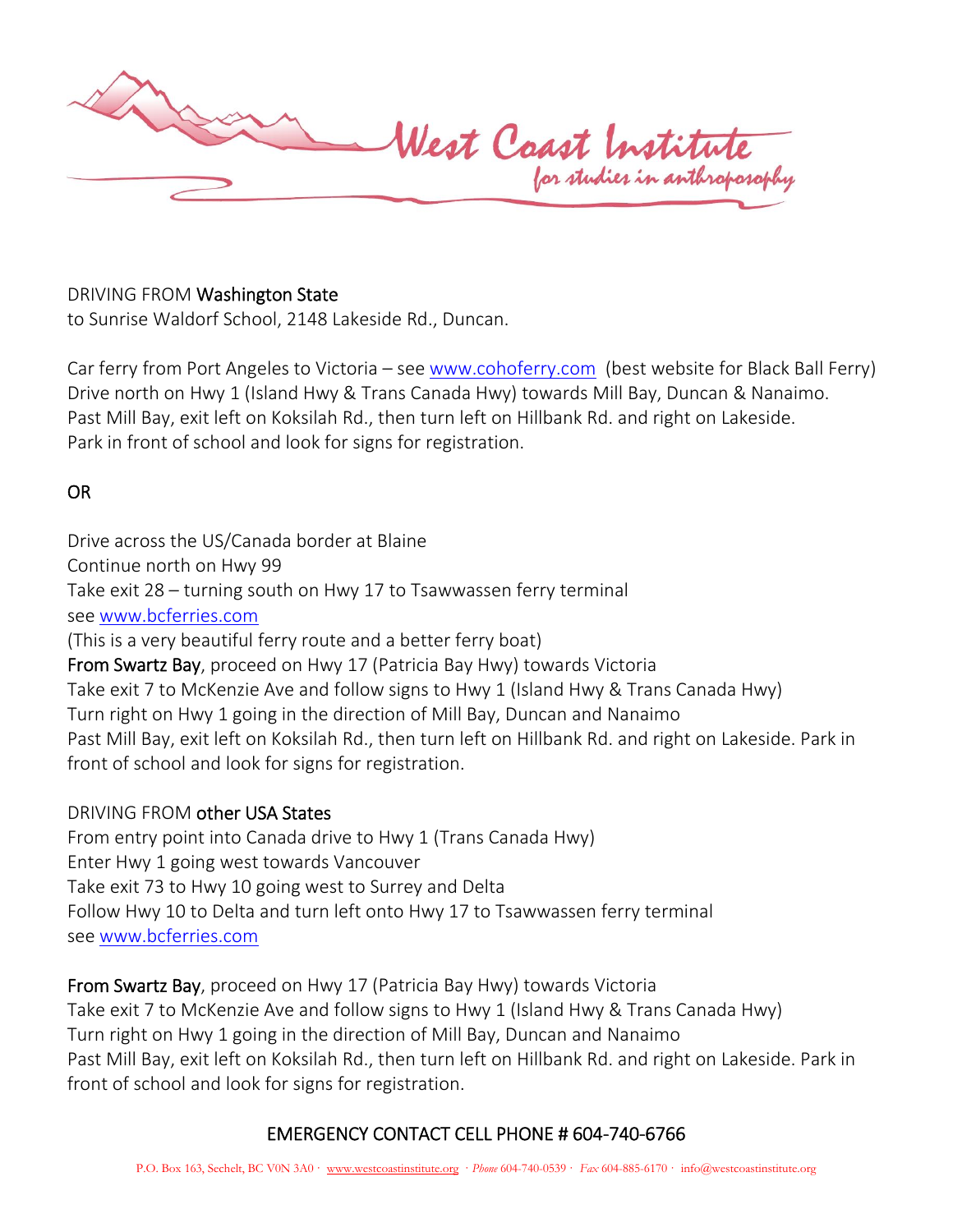West Coast Institute
for studies in anthroposophy

DRIVING FROM Washington State
to Sunrise Waldorf School, 2148 Lakeside Rd., Duncan.

Car ferry from Port Angeles to Victoria – see www.cohoferry.com (best website for Black Ball Ferry)
Drive north on Hwy 1 (Island Hwy & Trans Canada Hwy) towards Mill Bay, Duncan & Nanaimo.
Past Mill Bay, exit left on Koksilah Rd., then turn left on Hillbank Rd. and right on Lakeside.
Park in front of school and look for signs for registration.

OR

Drive across the US/Canada border at Blaine
Continue north on Hwy 99
Take exit 28 – turning south on Hwy 17 to Tsawwassen ferry terminal
see www.bcferries.com
(This is a very beautiful ferry route and a better ferry boat)
From Swartz Bay, proceed on Hwy 17 (Patricia Bay Hwy) towards Victoria
Take exit 7 to McKenzie Ave and follow signs to Hwy 1 (Island Hwy & Trans Canada Hwy)
Turn right on Hwy 1 going in the direction of Mill Bay, Duncan and Nanaimo
Past Mill Bay, exit left on Koksilah Rd., then turn left on Hillbank Rd. and right on Lakeside. Park in front of school and look for signs for registration.

DRIVING FROM other USA States
From entry point into Canada drive to Hwy 1 (Trans Canada Hwy)
Enter Hwy 1 going west towards Vancouver
Take exit 73 to Hwy 10 going west to Surrey and Delta
Follow Hwy 10 to Delta and turn left onto Hwy 17 to Tsawwassen ferry terminal
see www.bcferries.com

From Swartz Bay, proceed on Hwy 17 (Patricia Bay Hwy) towards Victoria
Take exit 7 to McKenzie Ave and follow signs to Hwy 1 (Island Hwy & Trans Canada Hwy)
Turn right on Hwy 1 going in the direction of Mill Bay, Duncan and Nanaimo
Past Mill Bay, exit left on Koksilah Rd., then turn left on Hillbank Rd. and right on Lakeside. Park in front of school and look for signs for registration.

EMERGENCY CONTACT CELL PHONE # 604-740-6766

P.O. Box 163, Sechelt, BC V0N 3A0 · www.westcoastinstitute.org · *Phone* 604-740-0539 · *Fax* 604-885-6170 · info@westcoastinstitute.org